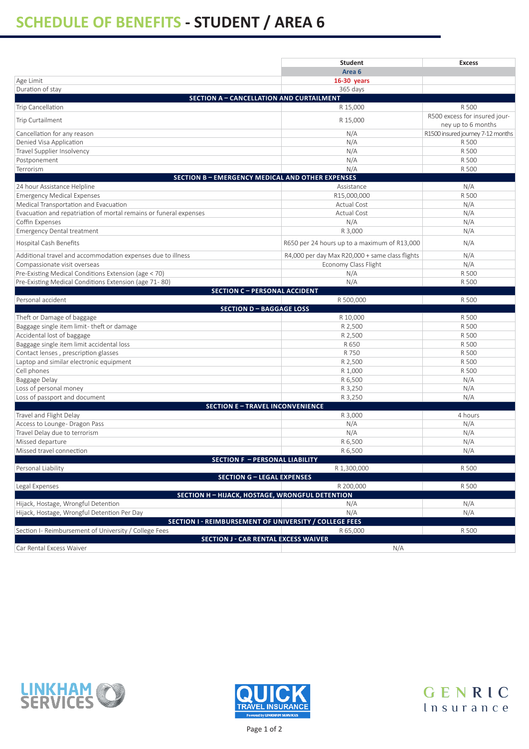# SCHEDULE OF BENEFITS - STUDENT / AREA 6

| | Student | Excess |
|---|---|---|
| | Area 6 | |
| Age Limit | 16-30 years | |
| Duration of stay | 365 days | |
| **SECTION A – CANCELLATION AND CURTAILMENT** | | |
| Trip Cancellation | R 15,000 | R 500 |
| Trip Curtailment | R 15,000 | R500 excess for insured journey up to 6 months |
| Cancellation for any reason | N/A | R1500 insured journey 7-12 months |
| Denied Visa Application | N/A | R 500 |
| Travel Supplier Insolvency | N/A | R 500 |
| Postponement | N/A | R 500 |
| Terrorism | N/A | R 500 |
| **SECTION B – EMERGENCY MEDICAL AND OTHER EXPENSES** | | |
| 24 hour Assistance Helpline | Assistance | N/A |
| Emergency Medical Expenses | R15,000,000 | R 500 |
| Medical Transportation and Evacuation | Actual Cost | N/A |
| Evacuation and repatriation of mortal remains or funeral expenses | Actual Cost | N/A |
| Coffin Expenses | N/A | N/A |
| Emergency Dental treatment | R 3,000 | N/A |
| Hospital Cash Benefits | R650 per 24 hours up to a maximum of R13,000 | N/A |
| Additional travel and accommodation expenses due to illness | R4,000 per day Max R20,000 + same class flights | N/A |
| Compassionate visit overseas | Economy Class Flight | N/A |
| Pre-Existing Medical Conditions Extension (age < 70) | N/A | R 500 |
| Pre-Existing Medical Conditions Extension (age 71- 80) | N/A | R 500 |
| **SECTION C – PERSONAL ACCIDENT** | | |
| Personal accident | R 500,000 | R 500 |
| **SECTION D – BAGGAGE LOSS** | | |
| Theft or Damage of baggage | R 10,000 | R 500 |
| Baggage single item limit- theft or damage | R 2,500 | R 500 |
| Accidental lost of baggage | R 2,500 | R 500 |
| Baggage single item limit accidental loss | R 650 | R 500 |
| Contact lenses , prescription glasses | R 750 | R 500 |
| Laptop and similar electronic equipment | R 2,500 | R 500 |
| Cell phones | R 1,000 | R 500 |
| Baggage Delay | R 6,500 | N/A |
| Loss of personal money | R 3,250 | N/A |
| Loss of passport and document | R 3,250 | N/A |
| **SECTION E – TRAVEL INCONVENIENCE** | | |
| Travel and Flight Delay | R 3,000 | 4 hours |
| Access to Lounge- Dragon Pass | N/A | N/A |
| Travel Delay due to terrorism | N/A | N/A |
| Missed departure | R 6,500 | N/A |
| Missed travel connection | R 6,500 | N/A |
| **SECTION F – PERSONAL LIABILITY** | | |
| Personal Liability | R 1,300,000 | R 500 |
| **SECTION G – LEGAL EXPENSES** | | |
| Legal Expenses | R 200,000 | R 500 |
| **SECTION H – HIJACK, HOSTAGE, WRONGFUL DETENTION** | | |
| Hijack, Hostage, Wrongful Detention | N/A | N/A |
| Hijack, Hostage, Wrongful Detention Per Day | N/A | N/A |
| **SECTION I - REIMBURSEMENT OF UNIVERSITY / COLLEGE FEES** | | |
| Section I- Reimbursement of University / College Fees | R 65,000 | R 500 |
| **SECTION J - CAR RENTAL EXCESS WAIVER** | | |
| Car Rental Excess Waiver | N/A | |

LINKHAM SERVICES

QUICK TRAVEL INSURANCE Powered by LINKHAM SERVICES

GENRIC Insurance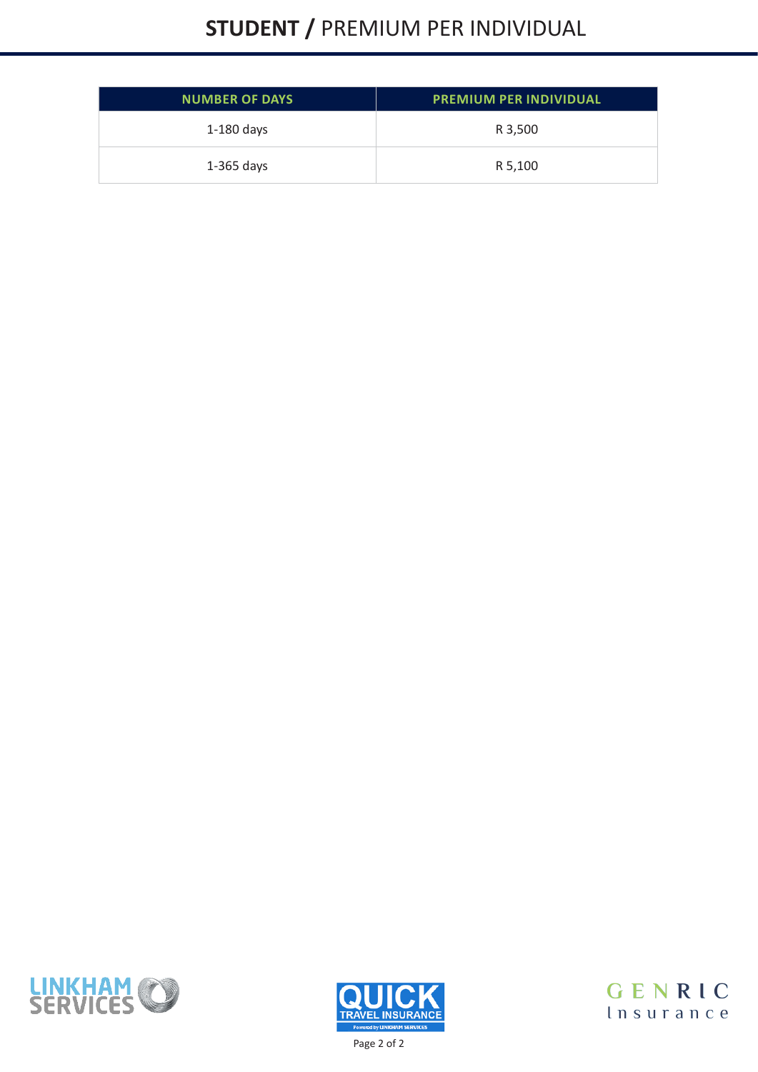# STUDENT / PREMIUM PER INDIVIDUAL

| NUMBER OF DAYS | PREMIUM PER INDIVIDUAL |
| --- | --- |
| 1-180 days | R 3,500 |
| 1-365 days | R 5,100 |